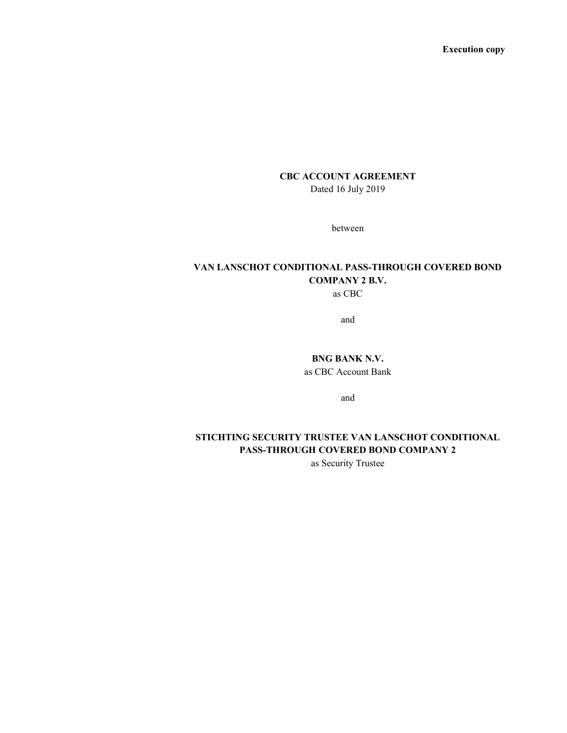**Execution copy**

**CBC ACCOUNT AGREEMENT**

Dated 16 July 2019

between

**VAN LANSCHOT CONDITIONAL PASS-THROUGH COVERED BOND COMPANY 2 B.V.**

as CBC

and

**BNG BANK N.V.**

as CBC Account Bank

and

**STICHTING SECURITY TRUSTEE VAN LANSCHOT CONDITIONAL PASS-THROUGH COVERED BOND COMPANY 2**

as Security Trustee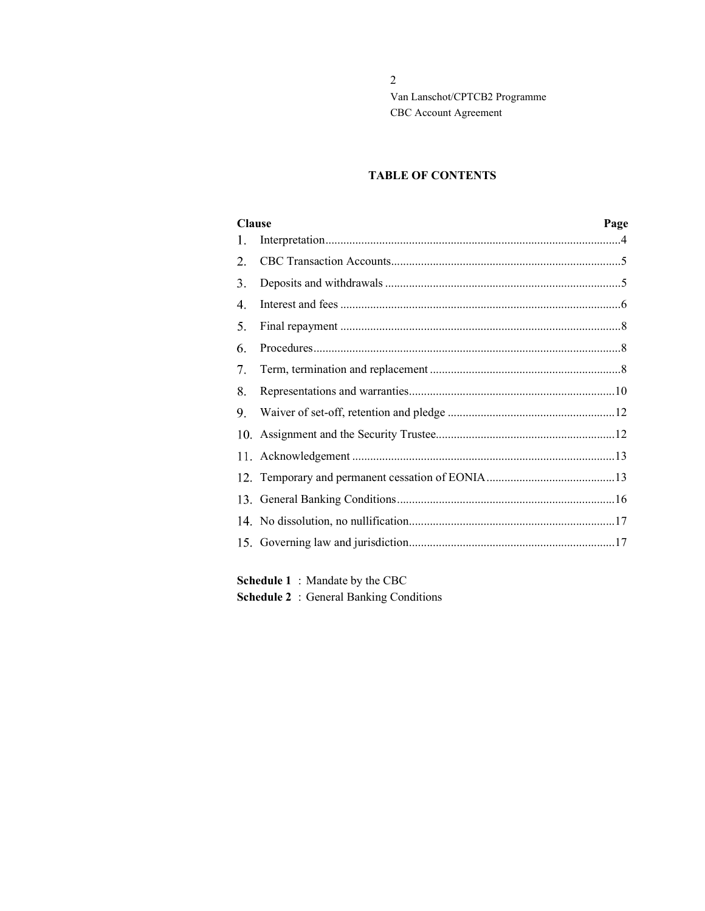# TABLE OF CONTENTS

| Clause | | Page |
|---|---|---|
| 1. | Interpretation | 4 |
| 2. | CBC Transaction Accounts | 5 |
| 3. | Deposits and withdrawals | 5 |
| 4. | Interest and fees | 6 |
| 5. | Final repayment | 8 |
| 6. | Procedures | 8 |
| 7. | Term, termination and replacement | 8 |
| 8. | Representations and warranties | 10 |
| 9. | Waiver of set-off, retention and pledge | 12 |
| 10. | Assignment and the Security Trustee | 12 |
| 11. | Acknowledgement | 13 |
| 12. | Temporary and permanent cessation of EONIA | 13 |
| 13. | General Banking Conditions | 16 |
| 14. | No dissolution, no nullification | 17 |
| 15. | Governing law and jurisdiction | 17 |

**Schedule 1** : Mandate by the CBC
**Schedule 2** : General Banking Conditions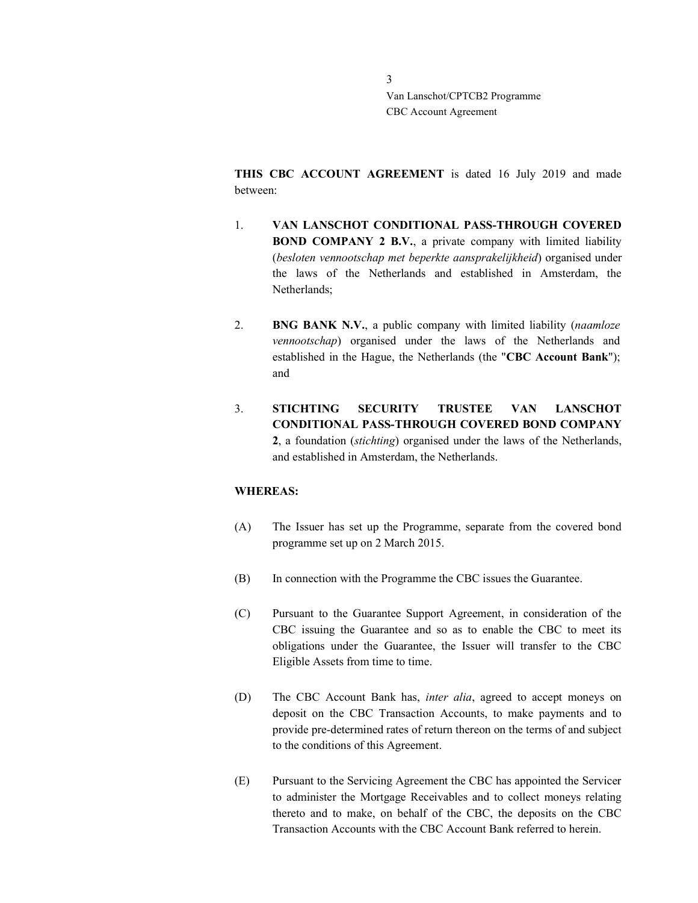**THIS CBC ACCOUNT AGREEMENT** is dated 16 July 2019 and made between:

1. **VAN LANSCHOT CONDITIONAL PASS-THROUGH COVERED BOND COMPANY 2 B.V.**, a private company with limited liability (*besloten vennootschap met beperkte aansprakelijkheid*) organised under the laws of the Netherlands and established in Amsterdam, the Netherlands;

2. **BNG BANK N.V.**, a public company with limited liability (*naamloze vennootschap*) organised under the laws of the Netherlands and established in the Hague, the Netherlands (the "**CBC Account Bank**"); and

3. **STICHTING SECURITY TRUSTEE VAN LANSCHOT CONDITIONAL PASS-THROUGH COVERED BOND COMPANY 2**, a foundation (*stichting*) organised under the laws of the Netherlands, and established in Amsterdam, the Netherlands.

**WHEREAS:**

(A) The Issuer has set up the Programme, separate from the covered bond programme set up on 2 March 2015.

(B) In connection with the Programme the CBC issues the Guarantee.

(C) Pursuant to the Guarantee Support Agreement, in consideration of the CBC issuing the Guarantee and so as to enable the CBC to meet its obligations under the Guarantee, the Issuer will transfer to the CBC Eligible Assets from time to time.

(D) The CBC Account Bank has, *inter alia*, agreed to accept moneys on deposit on the CBC Transaction Accounts, to make payments and to provide pre-determined rates of return thereon on the terms of and subject to the conditions of this Agreement.

(E) Pursuant to the Servicing Agreement the CBC has appointed the Servicer to administer the Mortgage Receivables and to collect moneys relating thereto and to make, on behalf of the CBC, the deposits on the CBC Transaction Accounts with the CBC Account Bank referred to herein.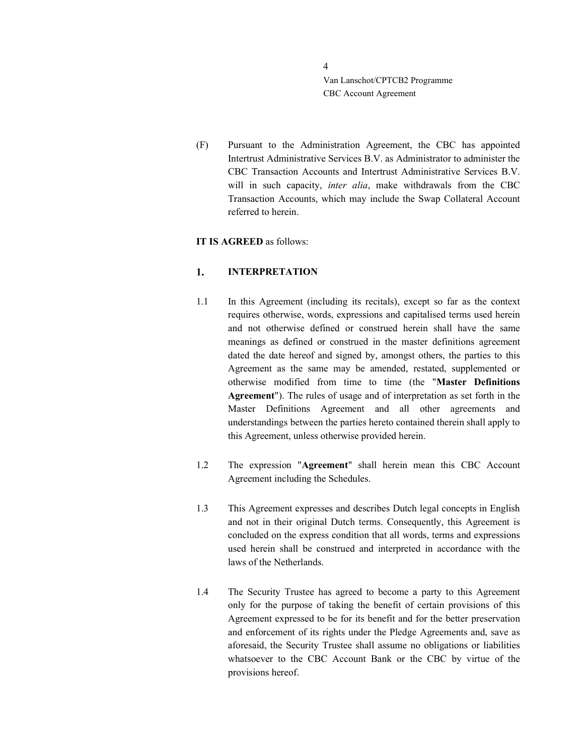(F) Pursuant to the Administration Agreement, the CBC has appointed Intertrust Administrative Services B.V. as Administrator to administer the CBC Transaction Accounts and Intertrust Administrative Services B.V. will in such capacity, *inter alia*, make withdrawals from the CBC Transaction Accounts, which may include the Swap Collateral Account referred to herein.

**IT IS AGREED** as follows:

## 1. INTERPRETATION

1.1 In this Agreement (including its recitals), except so far as the context requires otherwise, words, expressions and capitalised terms used herein and not otherwise defined or construed herein shall have the same meanings as defined or construed in the master definitions agreement dated the date hereof and signed by, amongst others, the parties to this Agreement as the same may be amended, restated, supplemented or otherwise modified from time to time (the "**Master Definitions Agreement**"). The rules of usage and of interpretation as set forth in the Master Definitions Agreement and all other agreements and understandings between the parties hereto contained therein shall apply to this Agreement, unless otherwise provided herein.

1.2 The expression "**Agreement**" shall herein mean this CBC Account Agreement including the Schedules.

1.3 This Agreement expresses and describes Dutch legal concepts in English and not in their original Dutch terms. Consequently, this Agreement is concluded on the express condition that all words, terms and expressions used herein shall be construed and interpreted in accordance with the laws of the Netherlands.

1.4 The Security Trustee has agreed to become a party to this Agreement only for the purpose of taking the benefit of certain provisions of this Agreement expressed to be for its benefit and for the better preservation and enforcement of its rights under the Pledge Agreements and, save as aforesaid, the Security Trustee shall assume no obligations or liabilities whatsoever to the CBC Account Bank or the CBC by virtue of the provisions hereof.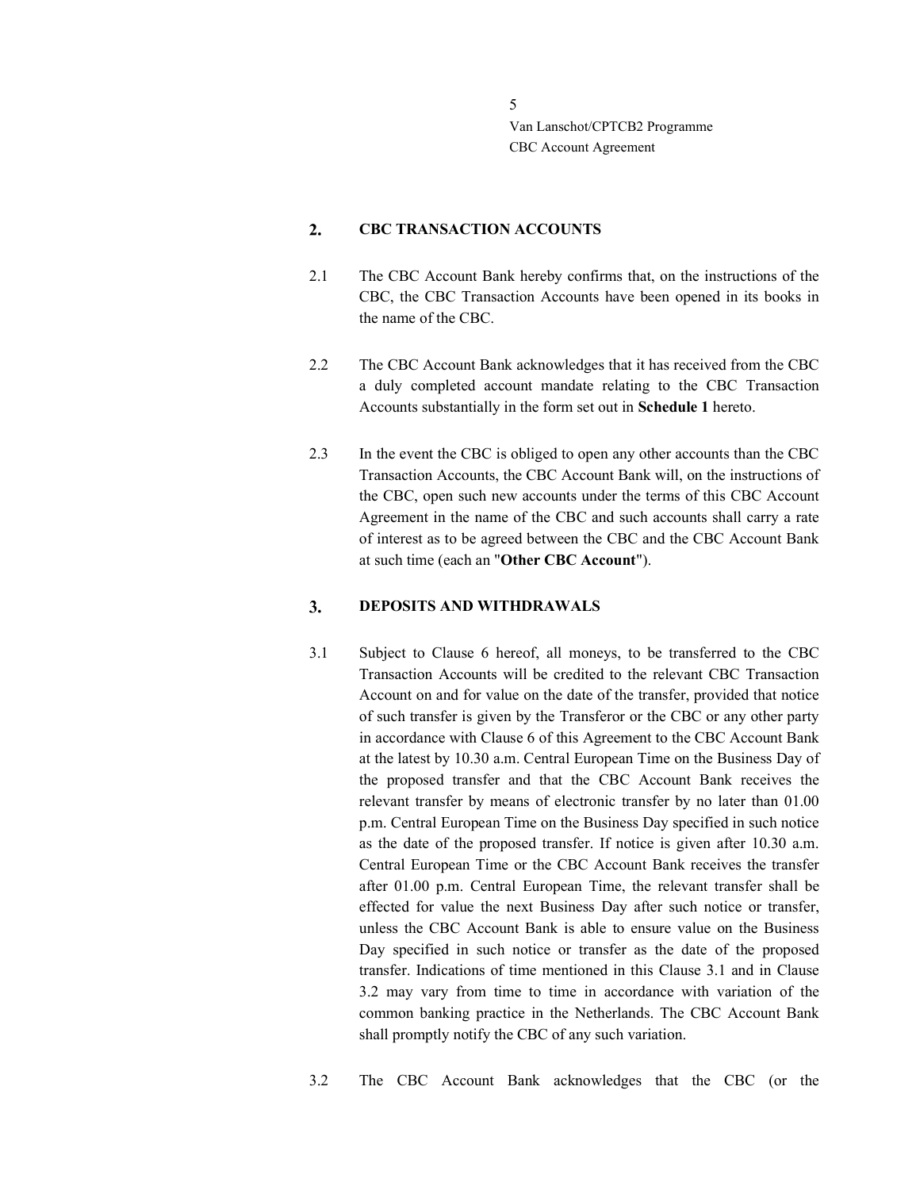## 2. CBC TRANSACTION ACCOUNTS

2.1 The CBC Account Bank hereby confirms that, on the instructions of the CBC, the CBC Transaction Accounts have been opened in its books in the name of the CBC.

2.2 The CBC Account Bank acknowledges that it has received from the CBC a duly completed account mandate relating to the CBC Transaction Accounts substantially in the form set out in **Schedule 1** hereto.

2.3 In the event the CBC is obliged to open any other accounts than the CBC Transaction Accounts, the CBC Account Bank will, on the instructions of the CBC, open such new accounts under the terms of this CBC Account Agreement in the name of the CBC and such accounts shall carry a rate of interest as to be agreed between the CBC and the CBC Account Bank at such time (each an "**Other CBC Account**").

## 3. DEPOSITS AND WITHDRAWALS

3.1 Subject to Clause 6 hereof, all moneys, to be transferred to the CBC Transaction Accounts will be credited to the relevant CBC Transaction Account on and for value on the date of the transfer, provided that notice of such transfer is given by the Transferor or the CBC or any other party in accordance with Clause 6 of this Agreement to the CBC Account Bank at the latest by 10.30 a.m. Central European Time on the Business Day of the proposed transfer and that the CBC Account Bank receives the relevant transfer by means of electronic transfer by no later than 01.00 p.m. Central European Time on the Business Day specified in such notice as the date of the proposed transfer. If notice is given after 10.30 a.m. Central European Time or the CBC Account Bank receives the transfer after 01.00 p.m. Central European Time, the relevant transfer shall be effected for value the next Business Day after such notice or transfer, unless the CBC Account Bank is able to ensure value on the Business Day specified in such notice or transfer as the date of the proposed transfer. Indications of time mentioned in this Clause 3.1 and in Clause 3.2 may vary from time to time in accordance with variation of the common banking practice in the Netherlands. The CBC Account Bank shall promptly notify the CBC of any such variation.

3.2 The CBC Account Bank acknowledges that the CBC (or the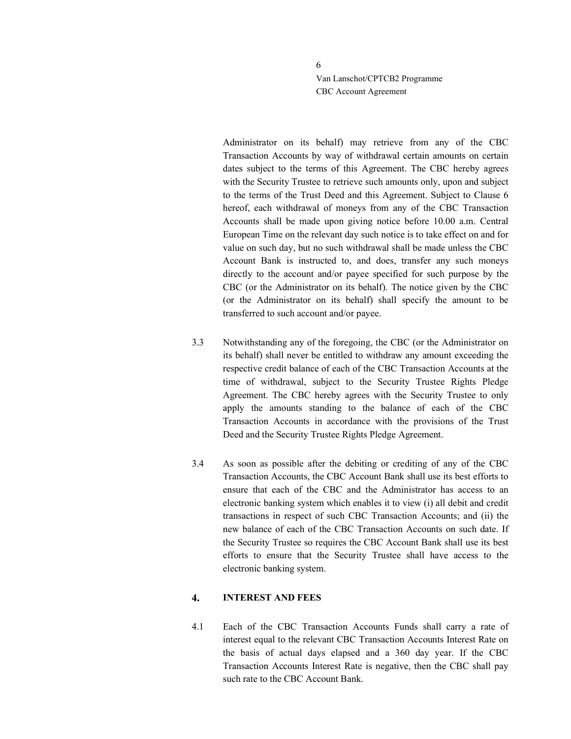Administrator on its behalf) may retrieve from any of the CBC Transaction Accounts by way of withdrawal certain amounts on certain dates subject to the terms of this Agreement. The CBC hereby agrees with the Security Trustee to retrieve such amounts only, upon and subject to the terms of the Trust Deed and this Agreement. Subject to Clause 6 hereof, each withdrawal of moneys from any of the CBC Transaction Accounts shall be made upon giving notice before 10.00 a.m. Central European Time on the relevant day such notice is to take effect on and for value on such day, but no such withdrawal shall be made unless the CBC Account Bank is instructed to, and does, transfer any such moneys directly to the account and/or payee specified for such purpose by the CBC (or the Administrator on its behalf). The notice given by the CBC (or the Administrator on its behalf) shall specify the amount to be transferred to such account and/or payee.

3.3 Notwithstanding any of the foregoing, the CBC (or the Administrator on its behalf) shall never be entitled to withdraw any amount exceeding the respective credit balance of each of the CBC Transaction Accounts at the time of withdrawal, subject to the Security Trustee Rights Pledge Agreement. The CBC hereby agrees with the Security Trustee to only apply the amounts standing to the balance of each of the CBC Transaction Accounts in accordance with the provisions of the Trust Deed and the Security Trustee Rights Pledge Agreement.

3.4 As soon as possible after the debiting or crediting of any of the CBC Transaction Accounts, the CBC Account Bank shall use its best efforts to ensure that each of the CBC and the Administrator has access to an electronic banking system which enables it to view (i) all debit and credit transactions in respect of such CBC Transaction Accounts; and (ii) the new balance of each of the CBC Transaction Accounts on such date. If the Security Trustee so requires the CBC Account Bank shall use its best efforts to ensure that the Security Trustee shall have access to the electronic banking system.

## 4. INTEREST AND FEES

4.1 Each of the CBC Transaction Accounts Funds shall carry a rate of interest equal to the relevant CBC Transaction Accounts Interest Rate on the basis of actual days elapsed and a 360 day year. If the CBC Transaction Accounts Interest Rate is negative, then the CBC shall pay such rate to the CBC Account Bank.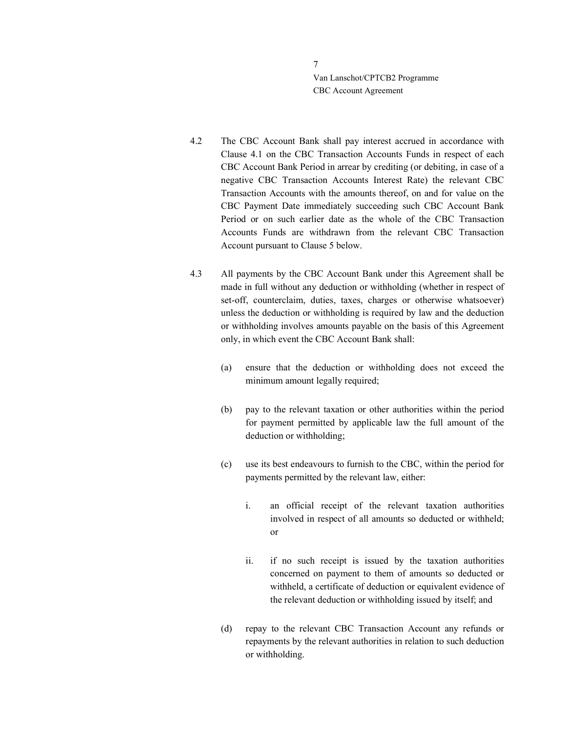4.2 The CBC Account Bank shall pay interest accrued in accordance with Clause 4.1 on the CBC Transaction Accounts Funds in respect of each CBC Account Bank Period in arrear by crediting (or debiting, in case of a negative CBC Transaction Accounts Interest Rate) the relevant CBC Transaction Accounts with the amounts thereof, on and for value on the CBC Payment Date immediately succeeding such CBC Account Bank Period or on such earlier date as the whole of the CBC Transaction Accounts Funds are withdrawn from the relevant CBC Transaction Account pursuant to Clause 5 below.

4.3 All payments by the CBC Account Bank under this Agreement shall be made in full without any deduction or withholding (whether in respect of set-off, counterclaim, duties, taxes, charges or otherwise whatsoever) unless the deduction or withholding is required by law and the deduction or withholding involves amounts payable on the basis of this Agreement only, in which event the CBC Account Bank shall:

   (a) ensure that the deduction or withholding does not exceed the minimum amount legally required;

   (b) pay to the relevant taxation or other authorities within the period for payment permitted by applicable law the full amount of the deduction or withholding;

   (c) use its best endeavours to furnish to the CBC, within the period for payments permitted by the relevant law, either:

      i. an official receipt of the relevant taxation authorities involved in respect of all amounts so deducted or withheld; or

      ii. if no such receipt is issued by the taxation authorities concerned on payment to them of amounts so deducted or withheld, a certificate of deduction or equivalent evidence of the relevant deduction or withholding issued by itself; and

   (d) repay to the relevant CBC Transaction Account any refunds or repayments by the relevant authorities in relation to such deduction or withholding.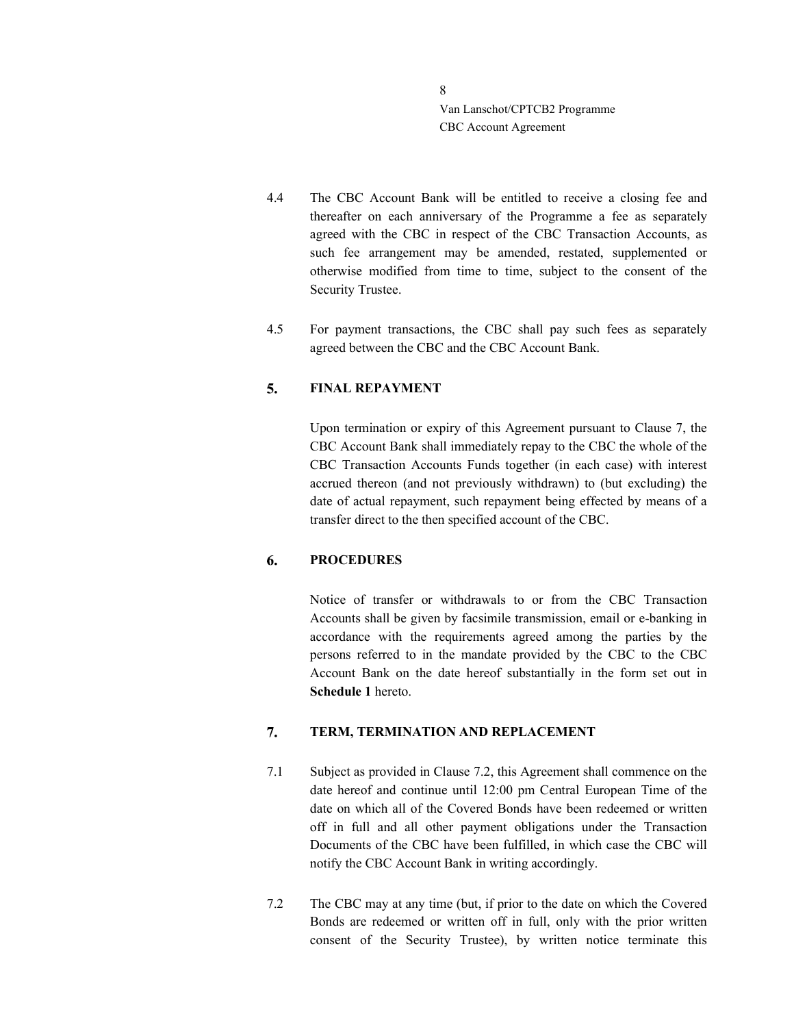4.4 The CBC Account Bank will be entitled to receive a closing fee and thereafter on each anniversary of the Programme a fee as separately agreed with the CBC in respect of the CBC Transaction Accounts, as such fee arrangement may be amended, restated, supplemented or otherwise modified from time to time, subject to the consent of the Security Trustee.

4.5 For payment transactions, the CBC shall pay such fees as separately agreed between the CBC and the CBC Account Bank.

## 5. FINAL REPAYMENT

Upon termination or expiry of this Agreement pursuant to Clause 7, the CBC Account Bank shall immediately repay to the CBC the whole of the CBC Transaction Accounts Funds together (in each case) with interest accrued thereon (and not previously withdrawn) to (but excluding) the date of actual repayment, such repayment being effected by means of a transfer direct to the then specified account of the CBC.

## 6. PROCEDURES

Notice of transfer or withdrawals to or from the CBC Transaction Accounts shall be given by facsimile transmission, email or e-banking in accordance with the requirements agreed among the parties by the persons referred to in the mandate provided by the CBC to the CBC Account Bank on the date hereof substantially in the form set out in **Schedule 1** hereto.

## 7. TERM, TERMINATION AND REPLACEMENT

7.1 Subject as provided in Clause 7.2, this Agreement shall commence on the date hereof and continue until 12:00 pm Central European Time of the date on which all of the Covered Bonds have been redeemed or written off in full and all other payment obligations under the Transaction Documents of the CBC have been fulfilled, in which case the CBC will notify the CBC Account Bank in writing accordingly.

7.2 The CBC may at any time (but, if prior to the date on which the Covered Bonds are redeemed or written off in full, only with the prior written consent of the Security Trustee), by written notice terminate this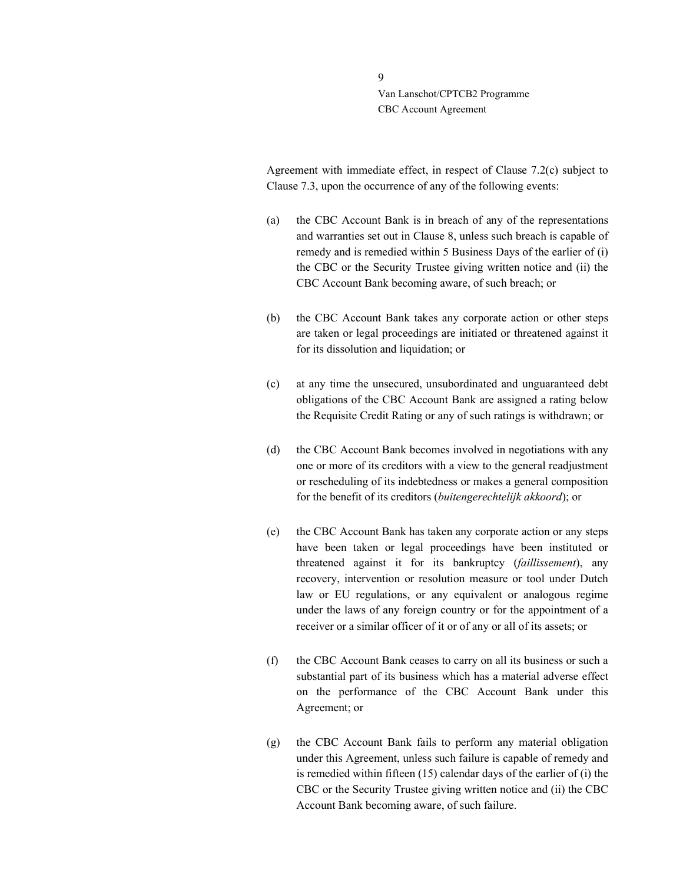Agreement with immediate effect, in respect of Clause 7.2(c) subject to Clause 7.3, upon the occurrence of any of the following events:

(a) the CBC Account Bank is in breach of any of the representations and warranties set out in Clause 8, unless such breach is capable of remedy and is remedied within 5 Business Days of the earlier of (i) the CBC or the Security Trustee giving written notice and (ii) the CBC Account Bank becoming aware, of such breach; or

(b) the CBC Account Bank takes any corporate action or other steps are taken or legal proceedings are initiated or threatened against it for its dissolution and liquidation; or

(c) at any time the unsecured, unsubordinated and unguaranteed debt obligations of the CBC Account Bank are assigned a rating below the Requisite Credit Rating or any of such ratings is withdrawn; or

(d) the CBC Account Bank becomes involved in negotiations with any one or more of its creditors with a view to the general readjustment or rescheduling of its indebtedness or makes a general composition for the benefit of its creditors (*buitengerechtelijk akkoord*); or

(e) the CBC Account Bank has taken any corporate action or any steps have been taken or legal proceedings have been instituted or threatened against it for its bankruptcy (*faillissement*), any recovery, intervention or resolution measure or tool under Dutch law or EU regulations, or any equivalent or analogous regime under the laws of any foreign country or for the appointment of a receiver or a similar officer of it or of any or all of its assets; or

(f) the CBC Account Bank ceases to carry on all its business or such a substantial part of its business which has a material adverse effect on the performance of the CBC Account Bank under this Agreement; or

(g) the CBC Account Bank fails to perform any material obligation under this Agreement, unless such failure is capable of remedy and is remedied within fifteen (15) calendar days of the earlier of (i) the CBC or the Security Trustee giving written notice and (ii) the CBC Account Bank becoming aware, of such failure.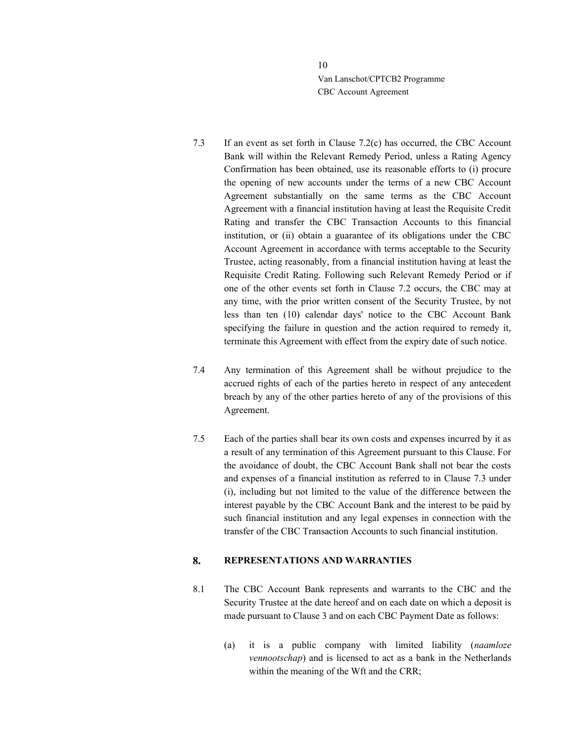7.3 If an event as set forth in Clause 7.2(c) has occurred, the CBC Account Bank will within the Relevant Remedy Period, unless a Rating Agency Confirmation has been obtained, use its reasonable efforts to (i) procure the opening of new accounts under the terms of a new CBC Account Agreement substantially on the same terms as the CBC Account Agreement with a financial institution having at least the Requisite Credit Rating and transfer the CBC Transaction Accounts to this financial institution, or (ii) obtain a guarantee of its obligations under the CBC Account Agreement in accordance with terms acceptable to the Security Trustee, acting reasonably, from a financial institution having at least the Requisite Credit Rating. Following such Relevant Remedy Period or if one of the other events set forth in Clause 7.2 occurs, the CBC may at any time, with the prior written consent of the Security Trustee, by not less than ten (10) calendar days' notice to the CBC Account Bank specifying the failure in question and the action required to remedy it, terminate this Agreement with effect from the expiry date of such notice.

7.4 Any termination of this Agreement shall be without prejudice to the accrued rights of each of the parties hereto in respect of any antecedent breach by any of the other parties hereto of any of the provisions of this Agreement.

7.5 Each of the parties shall bear its own costs and expenses incurred by it as a result of any termination of this Agreement pursuant to this Clause. For the avoidance of doubt, the CBC Account Bank shall not bear the costs and expenses of a financial institution as referred to in Clause 7.3 under (i), including but not limited to the value of the difference between the interest payable by the CBC Account Bank and the interest to be paid by such financial institution and any legal expenses in connection with the transfer of the CBC Transaction Accounts to such financial institution.

## 8. REPRESENTATIONS AND WARRANTIES

8.1 The CBC Account Bank represents and warrants to the CBC and the Security Trustee at the date hereof and on each date on which a deposit is made pursuant to Clause 3 and on each CBC Payment Date as follows:

(a) it is a public company with limited liability (*naamloze vennootschap*) and is licensed to act as a bank in the Netherlands within the meaning of the Wft and the CRR;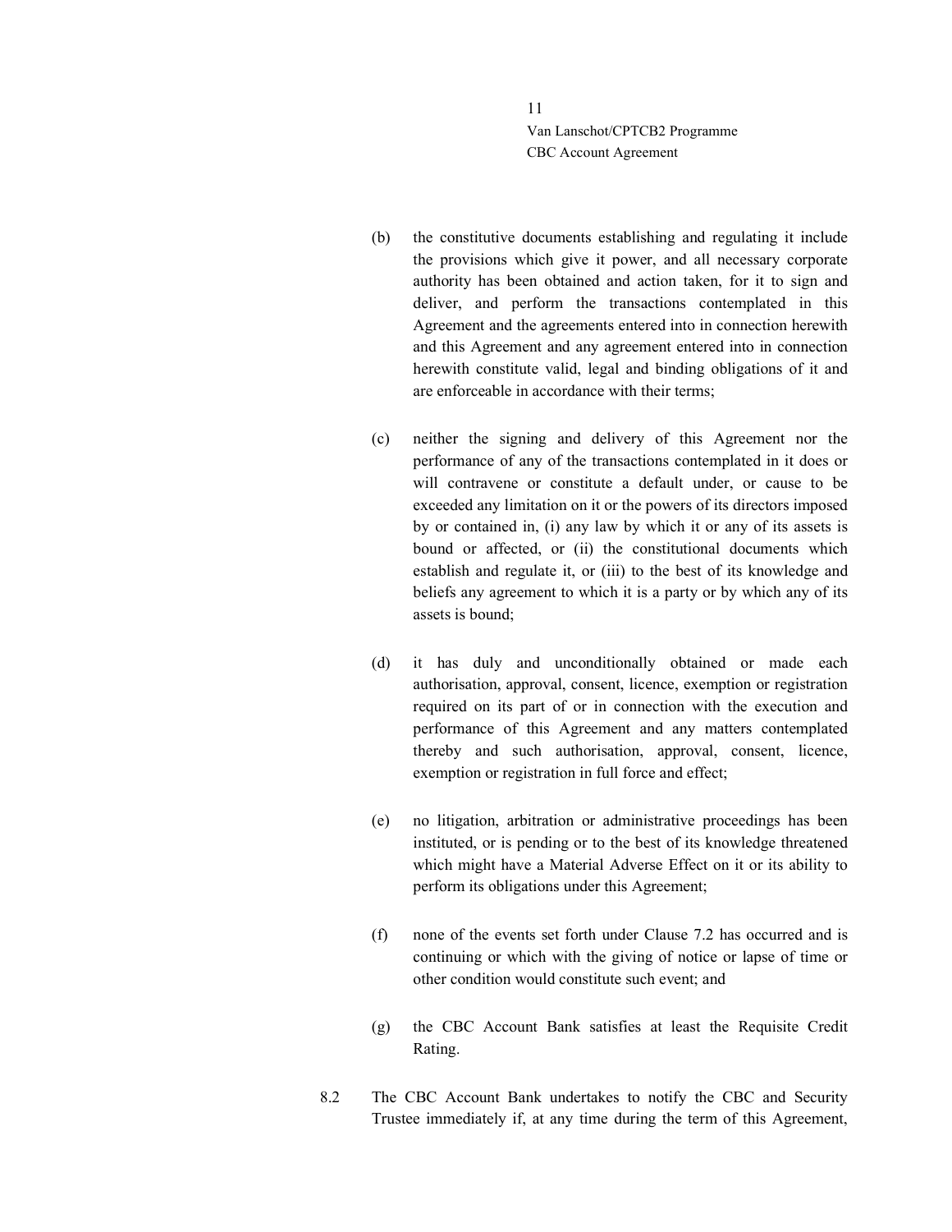(b) the constitutive documents establishing and regulating it include the provisions which give it power, and all necessary corporate authority has been obtained and action taken, for it to sign and deliver, and perform the transactions contemplated in this Agreement and the agreements entered into in connection herewith and this Agreement and any agreement entered into in connection herewith constitute valid, legal and binding obligations of it and are enforceable in accordance with their terms;

(c) neither the signing and delivery of this Agreement nor the performance of any of the transactions contemplated in it does or will contravene or constitute a default under, or cause to be exceeded any limitation on it or the powers of its directors imposed by or contained in, (i) any law by which it or any of its assets is bound or affected, or (ii) the constitutional documents which establish and regulate it, or (iii) to the best of its knowledge and beliefs any agreement to which it is a party or by which any of its assets is bound;

(d) it has duly and unconditionally obtained or made each authorisation, approval, consent, licence, exemption or registration required on its part of or in connection with the execution and performance of this Agreement and any matters contemplated thereby and such authorisation, approval, consent, licence, exemption or registration in full force and effect;

(e) no litigation, arbitration or administrative proceedings has been instituted, or is pending or to the best of its knowledge threatened which might have a Material Adverse Effect on it or its ability to perform its obligations under this Agreement;

(f) none of the events set forth under Clause 7.2 has occurred and is continuing or which with the giving of notice or lapse of time or other condition would constitute such event; and

(g) the CBC Account Bank satisfies at least the Requisite Credit Rating.

8.2 The CBC Account Bank undertakes to notify the CBC and Security Trustee immediately if, at any time during the term of this Agreement,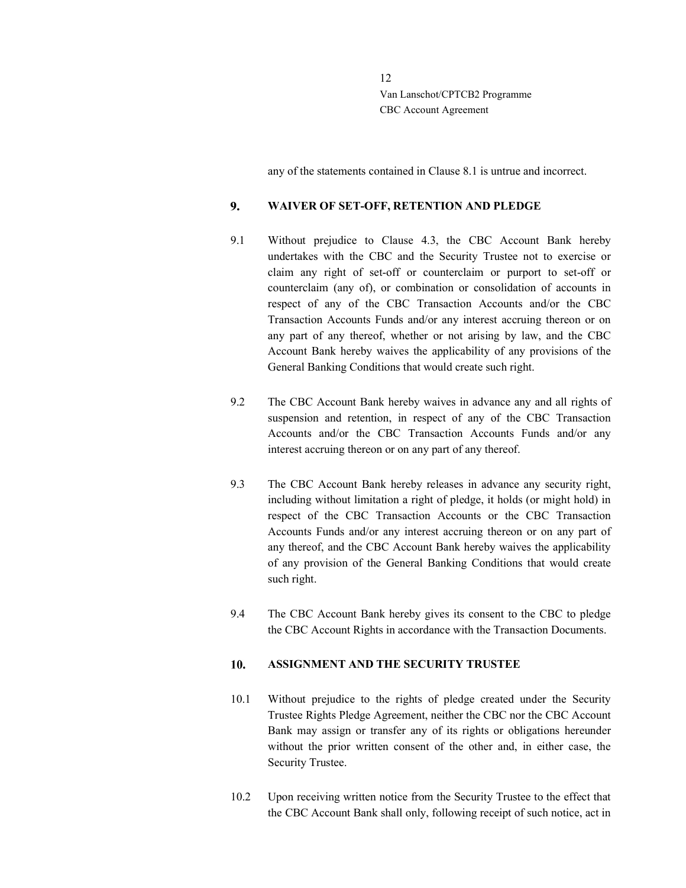any of the statements contained in Clause 8.1 is untrue and incorrect.

## 9. WAIVER OF SET-OFF, RETENTION AND PLEDGE

9.1 Without prejudice to Clause 4.3, the CBC Account Bank hereby undertakes with the CBC and the Security Trustee not to exercise or claim any right of set-off or counterclaim or purport to set-off or counterclaim (any of), or combination or consolidation of accounts in respect of any of the CBC Transaction Accounts and/or the CBC Transaction Accounts Funds and/or any interest accruing thereon or on any part of any thereof, whether or not arising by law, and the CBC Account Bank hereby waives the applicability of any provisions of the General Banking Conditions that would create such right.

9.2 The CBC Account Bank hereby waives in advance any and all rights of suspension and retention, in respect of any of the CBC Transaction Accounts and/or the CBC Transaction Accounts Funds and/or any interest accruing thereon or on any part of any thereof.

9.3 The CBC Account Bank hereby releases in advance any security right, including without limitation a right of pledge, it holds (or might hold) in respect of the CBC Transaction Accounts or the CBC Transaction Accounts Funds and/or any interest accruing thereon or on any part of any thereof, and the CBC Account Bank hereby waives the applicability of any provision of the General Banking Conditions that would create such right.

9.4 The CBC Account Bank hereby gives its consent to the CBC to pledge the CBC Account Rights in accordance with the Transaction Documents.

## 10. ASSIGNMENT AND THE SECURITY TRUSTEE

10.1 Without prejudice to the rights of pledge created under the Security Trustee Rights Pledge Agreement, neither the CBC nor the CBC Account Bank may assign or transfer any of its rights or obligations hereunder without the prior written consent of the other and, in either case, the Security Trustee.

10.2 Upon receiving written notice from the Security Trustee to the effect that the CBC Account Bank shall only, following receipt of such notice, act in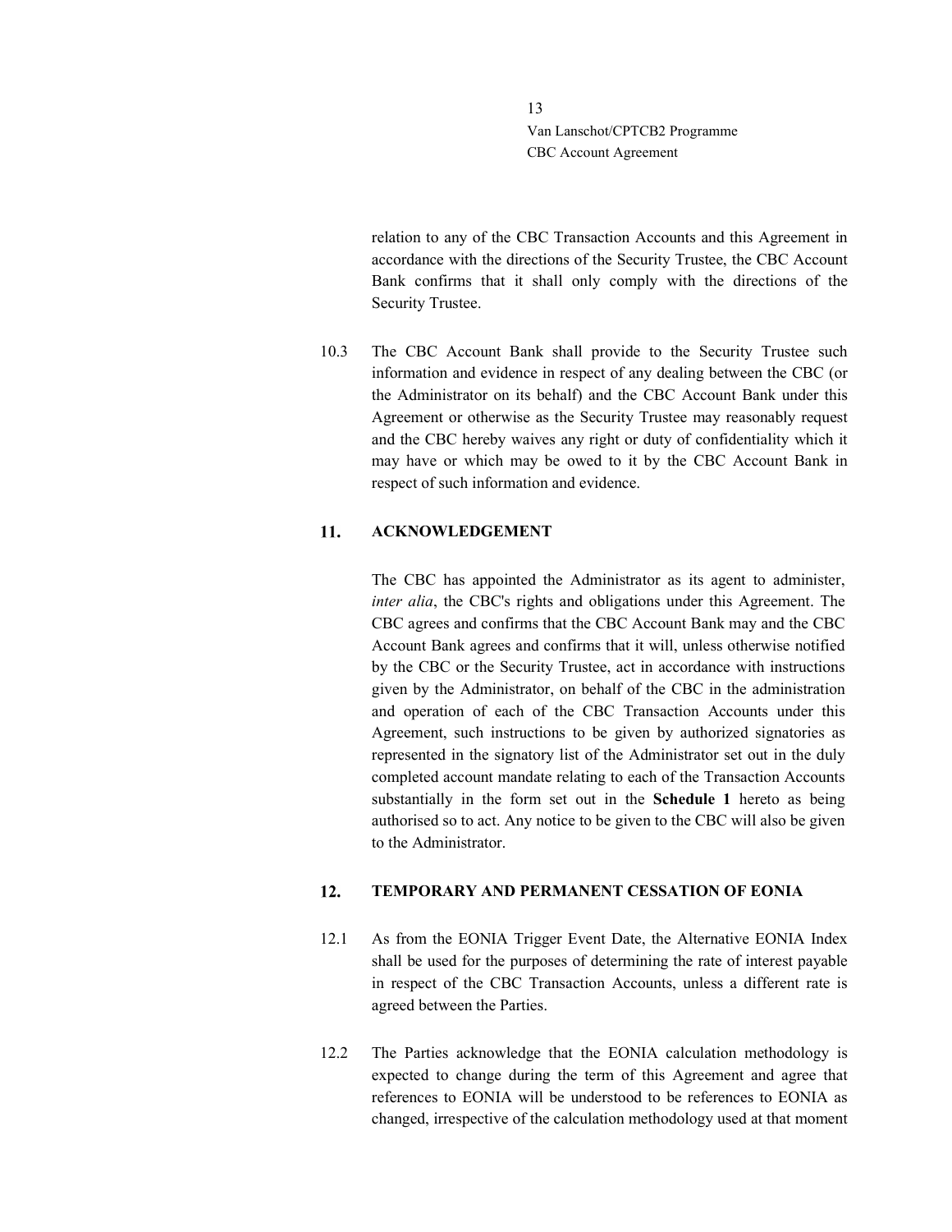relation to any of the CBC Transaction Accounts and this Agreement in accordance with the directions of the Security Trustee, the CBC Account Bank confirms that it shall only comply with the directions of the Security Trustee.

10.3 The CBC Account Bank shall provide to the Security Trustee such information and evidence in respect of any dealing between the CBC (or the Administrator on its behalf) and the CBC Account Bank under this Agreement or otherwise as the Security Trustee may reasonably request and the CBC hereby waives any right or duty of confidentiality which it may have or which may be owed to it by the CBC Account Bank in respect of such information and evidence.

## 11. ACKNOWLEDGEMENT

The CBC has appointed the Administrator as its agent to administer, *inter alia*, the CBC's rights and obligations under this Agreement. The CBC agrees and confirms that the CBC Account Bank may and the CBC Account Bank agrees and confirms that it will, unless otherwise notified by the CBC or the Security Trustee, act in accordance with instructions given by the Administrator, on behalf of the CBC in the administration and operation of each of the CBC Transaction Accounts under this Agreement, such instructions to be given by authorized signatories as represented in the signatory list of the Administrator set out in the duly completed account mandate relating to each of the Transaction Accounts substantially in the form set out in the **Schedule 1** hereto as being authorised so to act. Any notice to be given to the CBC will also be given to the Administrator.

## 12. TEMPORARY AND PERMANENT CESSATION OF EONIA

12.1 As from the EONIA Trigger Event Date, the Alternative EONIA Index shall be used for the purposes of determining the rate of interest payable in respect of the CBC Transaction Accounts, unless a different rate is agreed between the Parties.

12.2 The Parties acknowledge that the EONIA calculation methodology is expected to change during the term of this Agreement and agree that references to EONIA will be understood to be references to EONIA as changed, irrespective of the calculation methodology used at that moment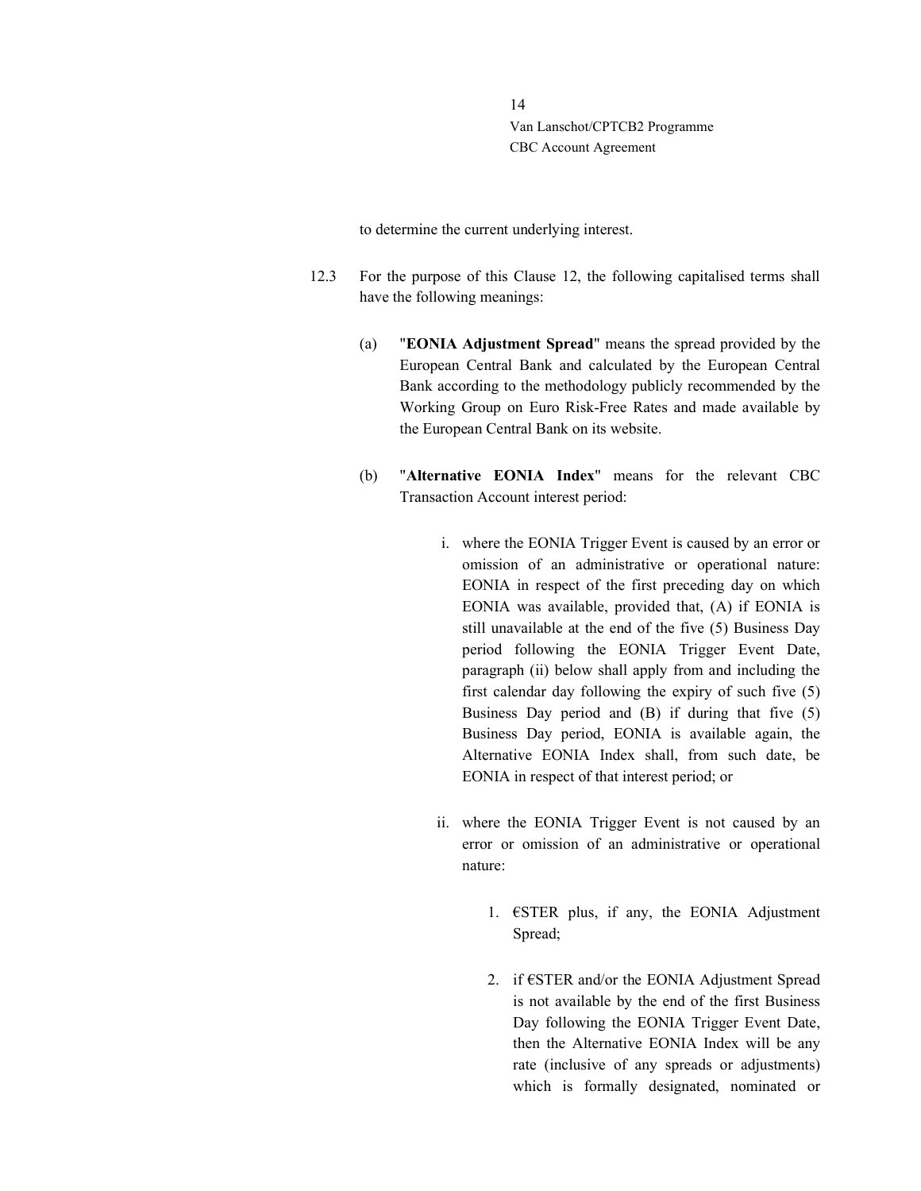to determine the current underlying interest.

12.3 For the purpose of this Clause 12, the following capitalised terms shall have the following meanings:

(a) "**EONIA Adjustment Spread**" means the spread provided by the European Central Bank and calculated by the European Central Bank according to the methodology publicly recommended by the Working Group on Euro Risk-Free Rates and made available by the European Central Bank on its website.

(b) "**Alternative EONIA Index**" means for the relevant CBC Transaction Account interest period:

i. where the EONIA Trigger Event is caused by an error or omission of an administrative or operational nature: EONIA in respect of the first preceding day on which EONIA was available, provided that, (A) if EONIA is still unavailable at the end of the five (5) Business Day period following the EONIA Trigger Event Date, paragraph (ii) below shall apply from and including the first calendar day following the expiry of such five (5) Business Day period and (B) if during that five (5) Business Day period, EONIA is available again, the Alternative EONIA Index shall, from such date, be EONIA in respect of that interest period; or

ii. where the EONIA Trigger Event is not caused by an error or omission of an administrative or operational nature:

1. €STER plus, if any, the EONIA Adjustment Spread;

2. if €STER and/or the EONIA Adjustment Spread is not available by the end of the first Business Day following the EONIA Trigger Event Date, then the Alternative EONIA Index will be any rate (inclusive of any spreads or adjustments) which is formally designated, nominated or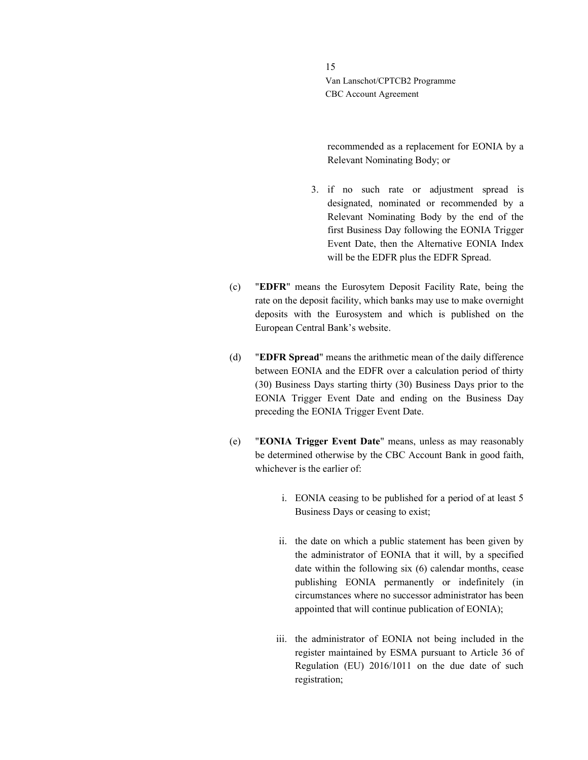recommended as a replacement for EONIA by a Relevant Nominating Body; or

3. if no such rate or adjustment spread is designated, nominated or recommended by a Relevant Nominating Body by the end of the first Business Day following the EONIA Trigger Event Date, then the Alternative EONIA Index will be the EDFR plus the EDFR Spread.

(c) "**EDFR**" means the Eurosytem Deposit Facility Rate, being the rate on the deposit facility, which banks may use to make overnight deposits with the Eurosystem and which is published on the European Central Bank's website.

(d) "**EDFR Spread**" means the arithmetic mean of the daily difference between EONIA and the EDFR over a calculation period of thirty (30) Business Days starting thirty (30) Business Days prior to the EONIA Trigger Event Date and ending on the Business Day preceding the EONIA Trigger Event Date.

(e) "**EONIA Trigger Event Date**" means, unless as may reasonably be determined otherwise by the CBC Account Bank in good faith, whichever is the earlier of:

i. EONIA ceasing to be published for a period of at least 5 Business Days or ceasing to exist;

ii. the date on which a public statement has been given by the administrator of EONIA that it will, by a specified date within the following six (6) calendar months, cease publishing EONIA permanently or indefinitely (in circumstances where no successor administrator has been appointed that will continue publication of EONIA);

iii. the administrator of EONIA not being included in the register maintained by ESMA pursuant to Article 36 of Regulation (EU) 2016/1011 on the due date of such registration;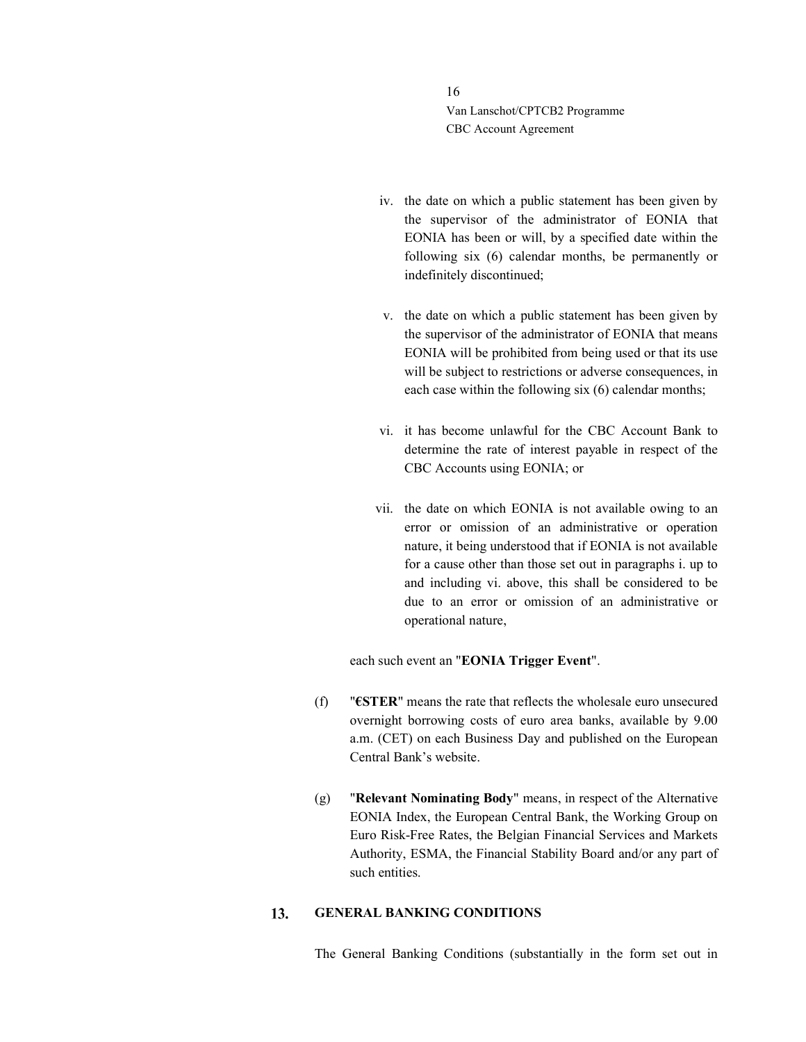iv. the date on which a public statement has been given by the supervisor of the administrator of EONIA that EONIA has been or will, by a specified date within the following six (6) calendar months, be permanently or indefinitely discontinued;

v. the date on which a public statement has been given by the supervisor of the administrator of EONIA that means EONIA will be prohibited from being used or that its use will be subject to restrictions or adverse consequences, in each case within the following six (6) calendar months;

vi. it has become unlawful for the CBC Account Bank to determine the rate of interest payable in respect of the CBC Accounts using EONIA; or

vii. the date on which EONIA is not available owing to an error or omission of an administrative or operation nature, it being understood that if EONIA is not available for a cause other than those set out in paragraphs i. up to and including vi. above, this shall be considered to be due to an error or omission of an administrative or operational nature,

each such event an "**EONIA Trigger Event**".

(f) "**€STER**" means the rate that reflects the wholesale euro unsecured overnight borrowing costs of euro area banks, available by 9.00 a.m. (CET) on each Business Day and published on the European Central Bank's website.

(g) "**Relevant Nominating Body**" means, in respect of the Alternative EONIA Index, the European Central Bank, the Working Group on Euro Risk-Free Rates, the Belgian Financial Services and Markets Authority, ESMA, the Financial Stability Board and/or any part of such entities.

## 13. GENERAL BANKING CONDITIONS

The General Banking Conditions (substantially in the form set out in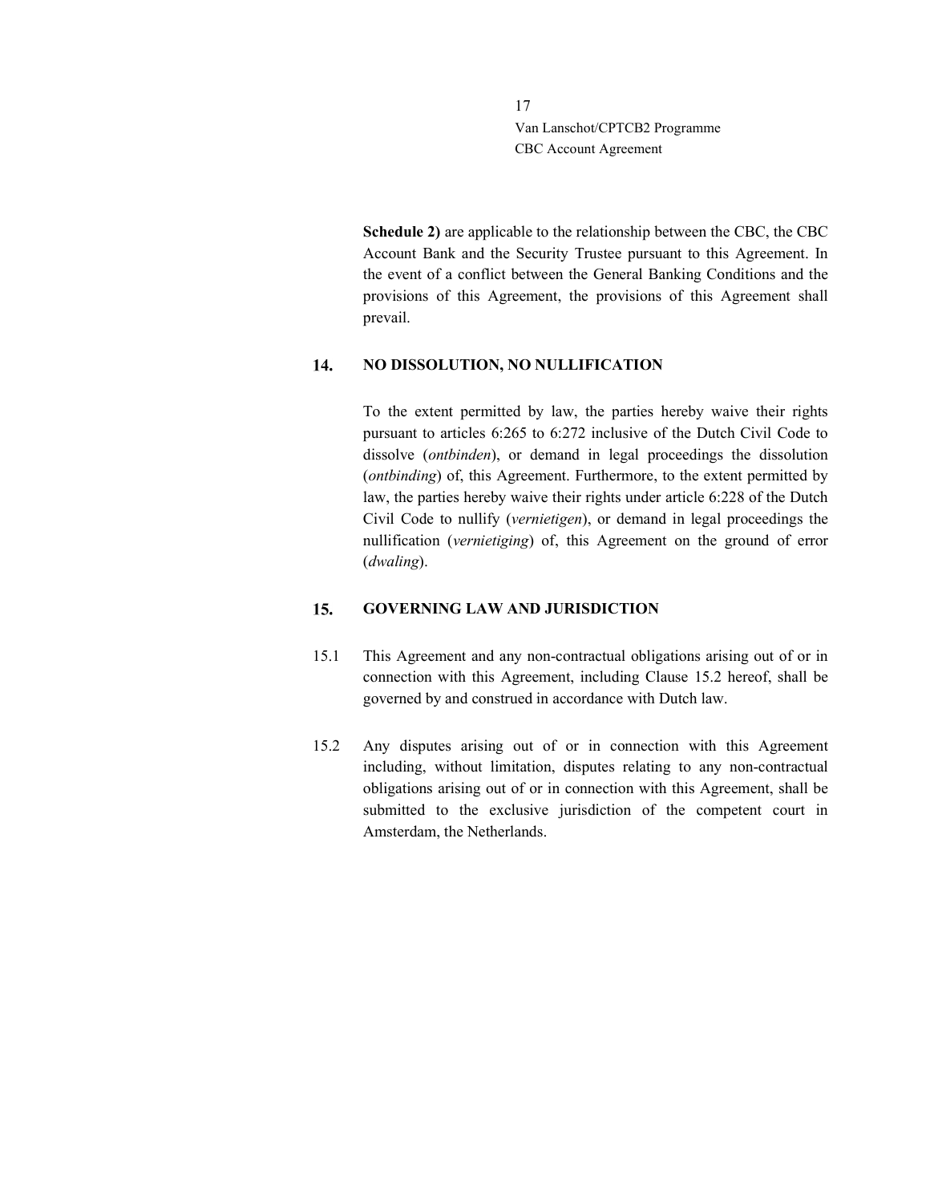**Schedule 2)** are applicable to the relationship between the CBC, the CBC Account Bank and the Security Trustee pursuant to this Agreement. In the event of a conflict between the General Banking Conditions and the provisions of this Agreement, the provisions of this Agreement shall prevail.

## 14. NO DISSOLUTION, NO NULLIFICATION

To the extent permitted by law, the parties hereby waive their rights pursuant to articles 6:265 to 6:272 inclusive of the Dutch Civil Code to dissolve (*ontbinden*), or demand in legal proceedings the dissolution (*ontbinding*) of, this Agreement. Furthermore, to the extent permitted by law, the parties hereby waive their rights under article 6:228 of the Dutch Civil Code to nullify (*vernietigen*), or demand in legal proceedings the nullification (*vernietiging*) of, this Agreement on the ground of error (*dwaling*).

## 15. GOVERNING LAW AND JURISDICTION

15.1 This Agreement and any non-contractual obligations arising out of or in connection with this Agreement, including Clause 15.2 hereof, shall be governed by and construed in accordance with Dutch law.

15.2 Any disputes arising out of or in connection with this Agreement including, without limitation, disputes relating to any non-contractual obligations arising out of or in connection with this Agreement, shall be submitted to the exclusive jurisdiction of the competent court in Amsterdam, the Netherlands.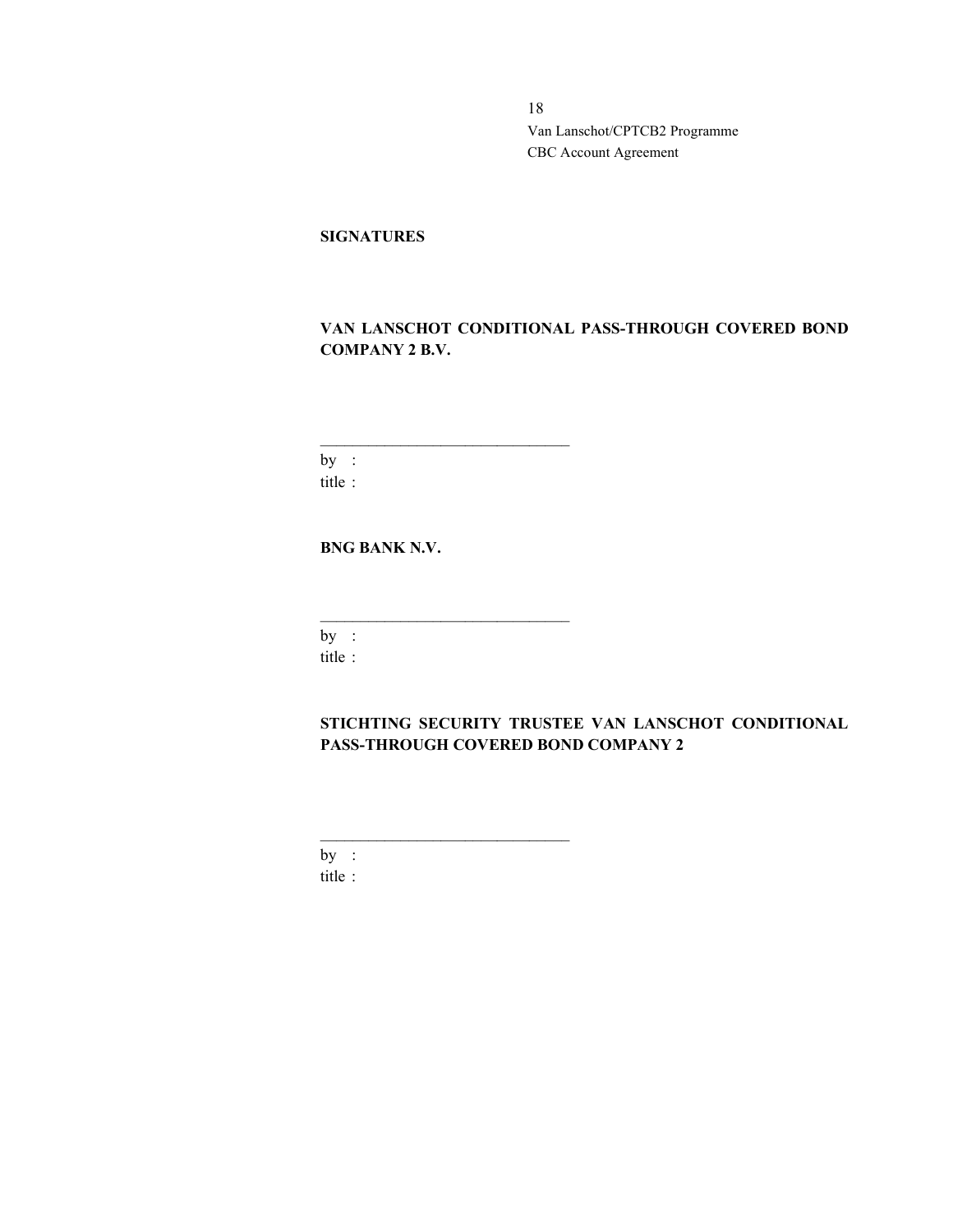**SIGNATURES**

**VAN LANSCHOT CONDITIONAL PASS-THROUGH COVERED BOND COMPANY 2 B.V.**

\_\_\_\_\_\_\_\_\_\_\_\_\_\_\_\_\_\_\_\_\_\_\_\_\_\_\_\_\_\_

by :
title :

**BNG BANK N.V.**

\_\_\_\_\_\_\_\_\_\_\_\_\_\_\_\_\_\_\_\_\_\_\_\_\_\_\_\_\_\_

by :
title :

**STICHTING SECURITY TRUSTEE VAN LANSCHOT CONDITIONAL PASS-THROUGH COVERED BOND COMPANY 2**

\_\_\_\_\_\_\_\_\_\_\_\_\_\_\_\_\_\_\_\_\_\_\_\_\_\_\_\_\_\_

by :
title :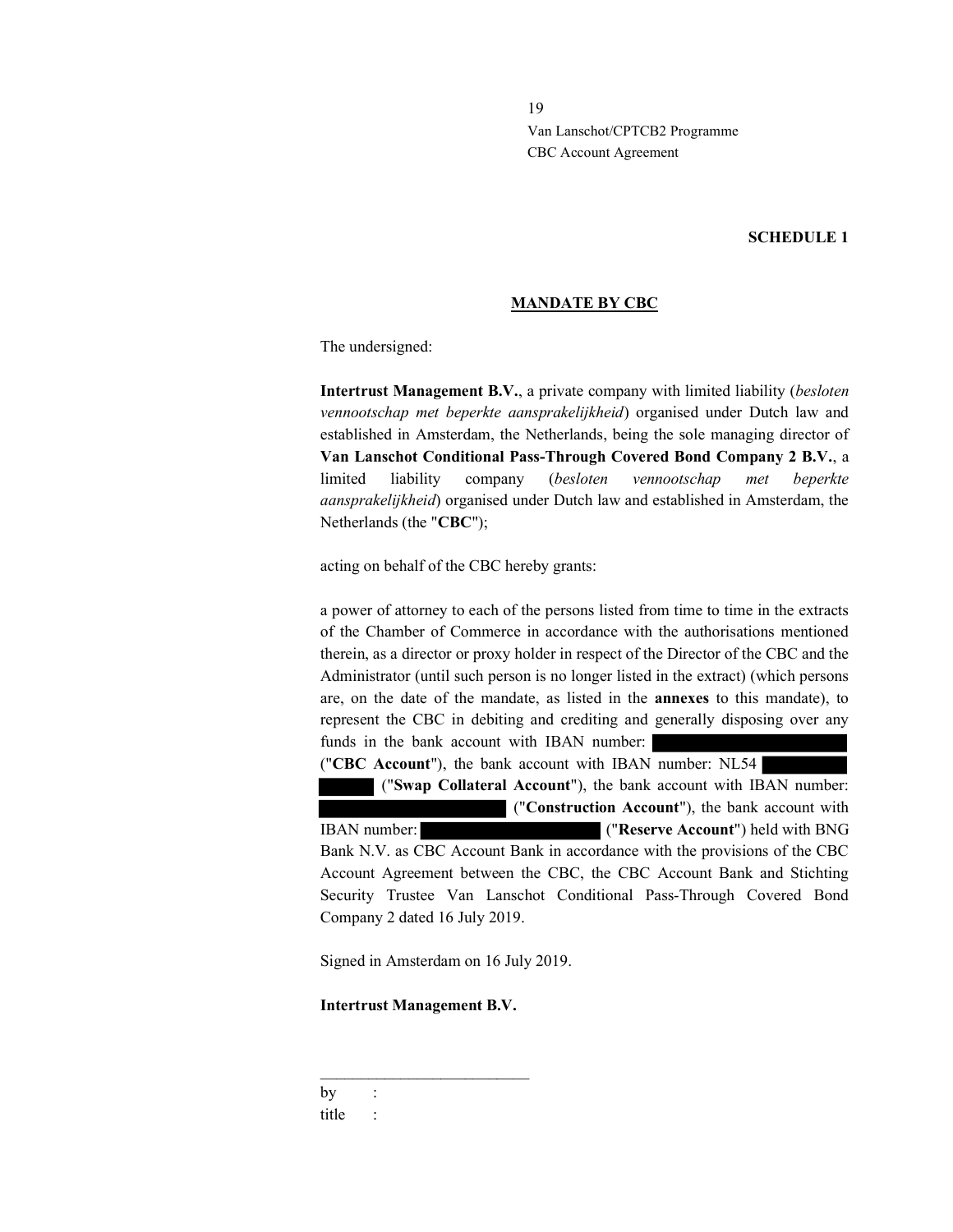**SCHEDULE 1**

**MANDATE BY CBC**

The undersigned:

**Intertrust Management B.V.**, a private company with limited liability (*besloten vennootschap met beperkte aansprakelijkheid*) organised under Dutch law and established in Amsterdam, the Netherlands, being the sole managing director of **Van Lanschot Conditional Pass-Through Covered Bond Company 2 B.V.**, a limited liability company (*besloten vennootschap met beperkte aansprakelijkheid*) organised under Dutch law and established in Amsterdam, the Netherlands (the "**CBC**");

acting on behalf of the CBC hereby grants:

a power of attorney to each of the persons listed from time to time in the extracts of the Chamber of Commerce in accordance with the authorisations mentioned therein, as a director or proxy holder in respect of the Director of the CBC and the Administrator (until such person is no longer listed in the extract) (which persons are, on the date of the mandate, as listed in the **annexes** to this mandate), to represent the CBC in debiting and crediting and generally disposing over any funds in the bank account with IBAN number: [REDACTED] ("**CBC Account**"), the bank account with IBAN number: NL54 [REDACTED] ("**Swap Collateral Account**"), the bank account with IBAN number: [REDACTED] ("**Construction Account**"), the bank account with IBAN number: [REDACTED] ("**Reserve Account**") held with BNG Bank N.V. as CBC Account Bank in accordance with the provisions of the CBC Account Agreement between the CBC, the CBC Account Bank and Stichting Security Trustee Van Lanschot Conditional Pass-Through Covered Bond Company 2 dated 16 July 2019.

Signed in Amsterdam on 16 July 2019.

**Intertrust Management B.V.**

\_\_\_\_\_\_\_\_\_\_\_\_\_\_\_\_\_\_\_\_\_\_\_\_\_\_\_

by :

title :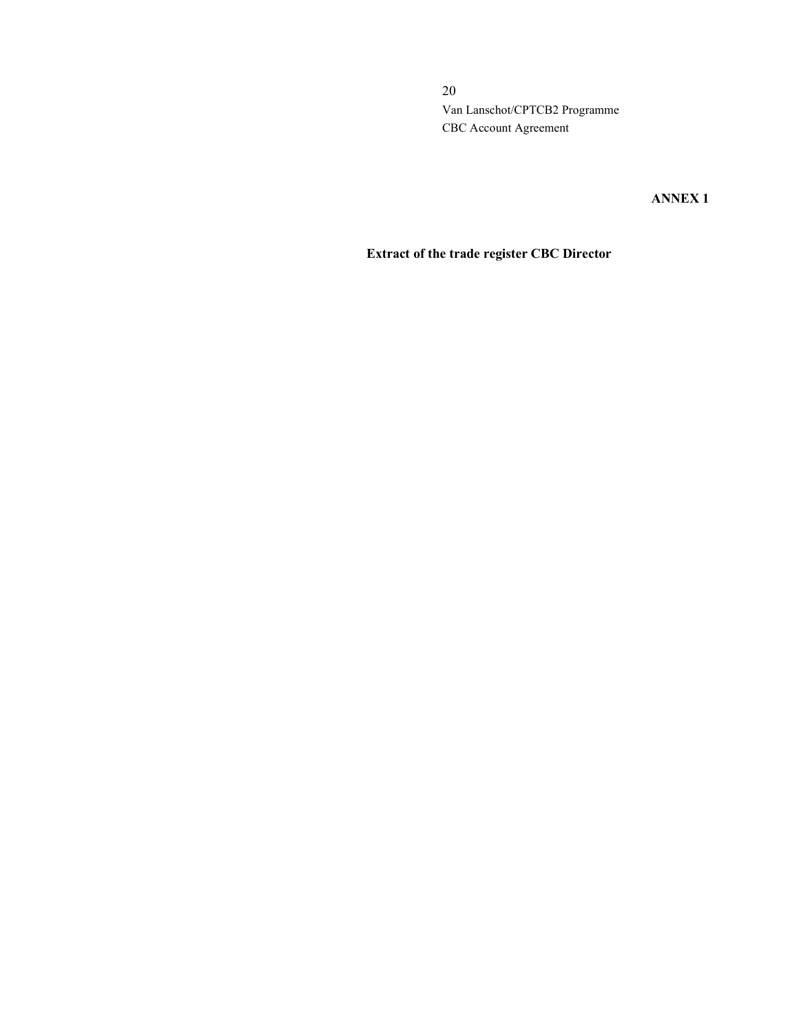**ANNEX 1**

**Extract of the trade register CBC Director**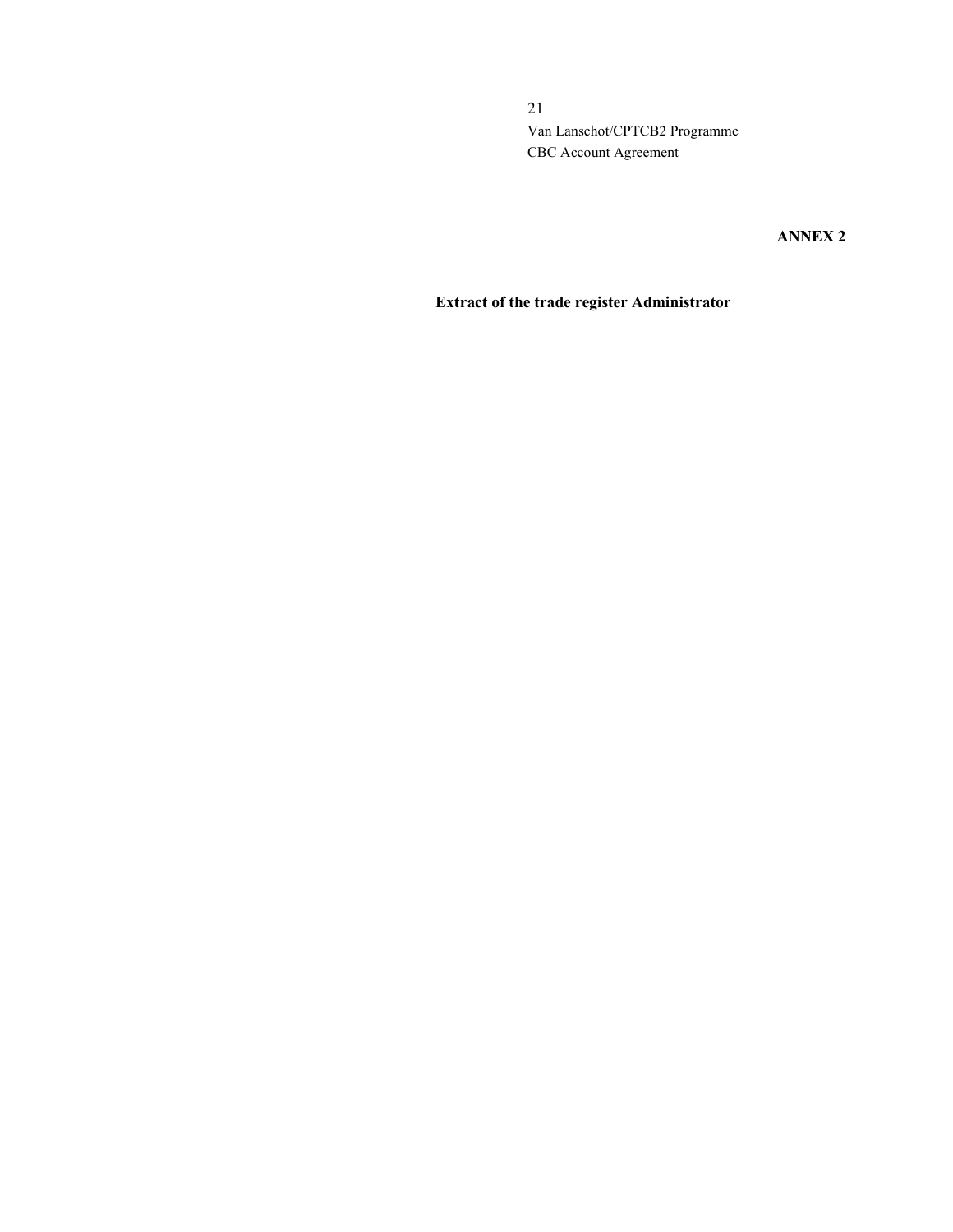**ANNEX 2**

**Extract of the trade register Administrator**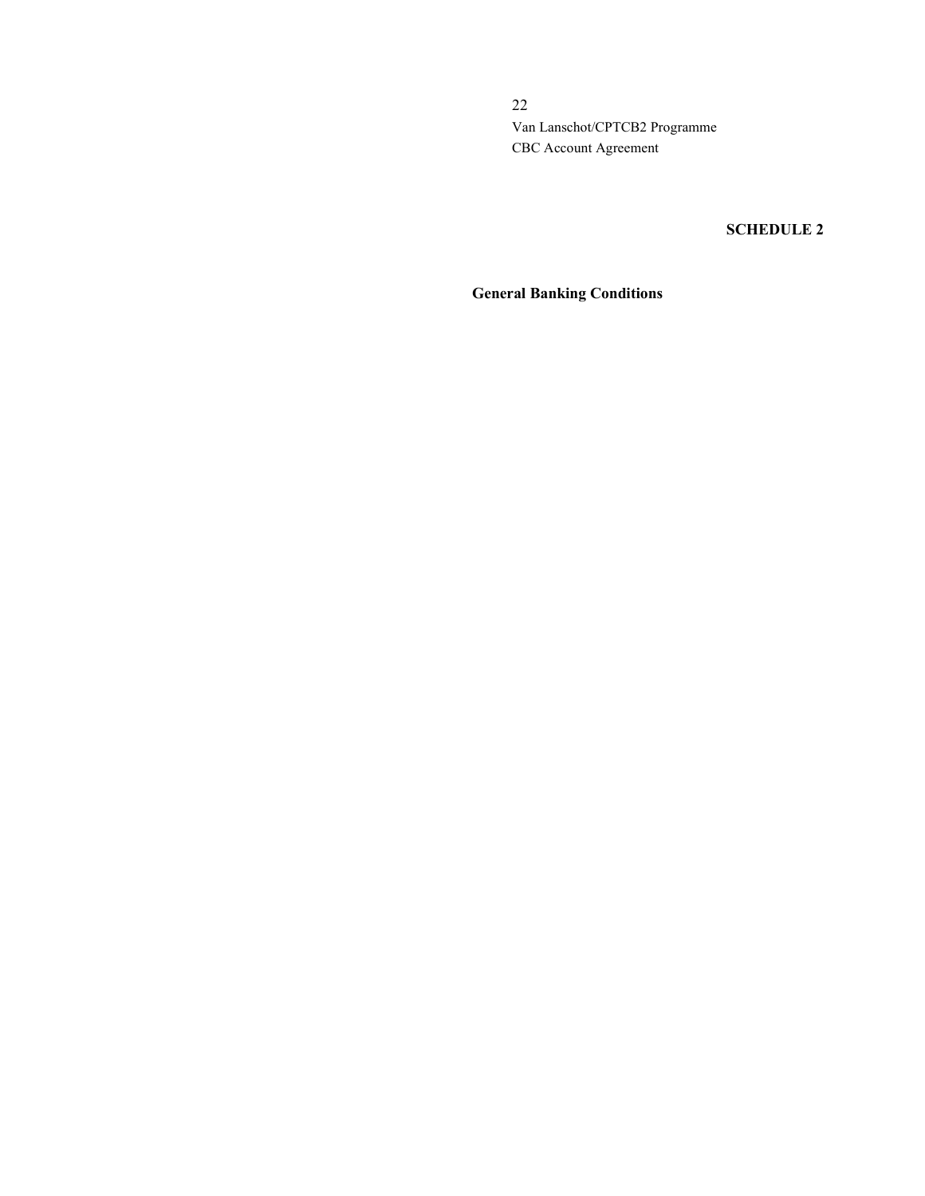**SCHEDULE 2**

**General Banking Conditions**